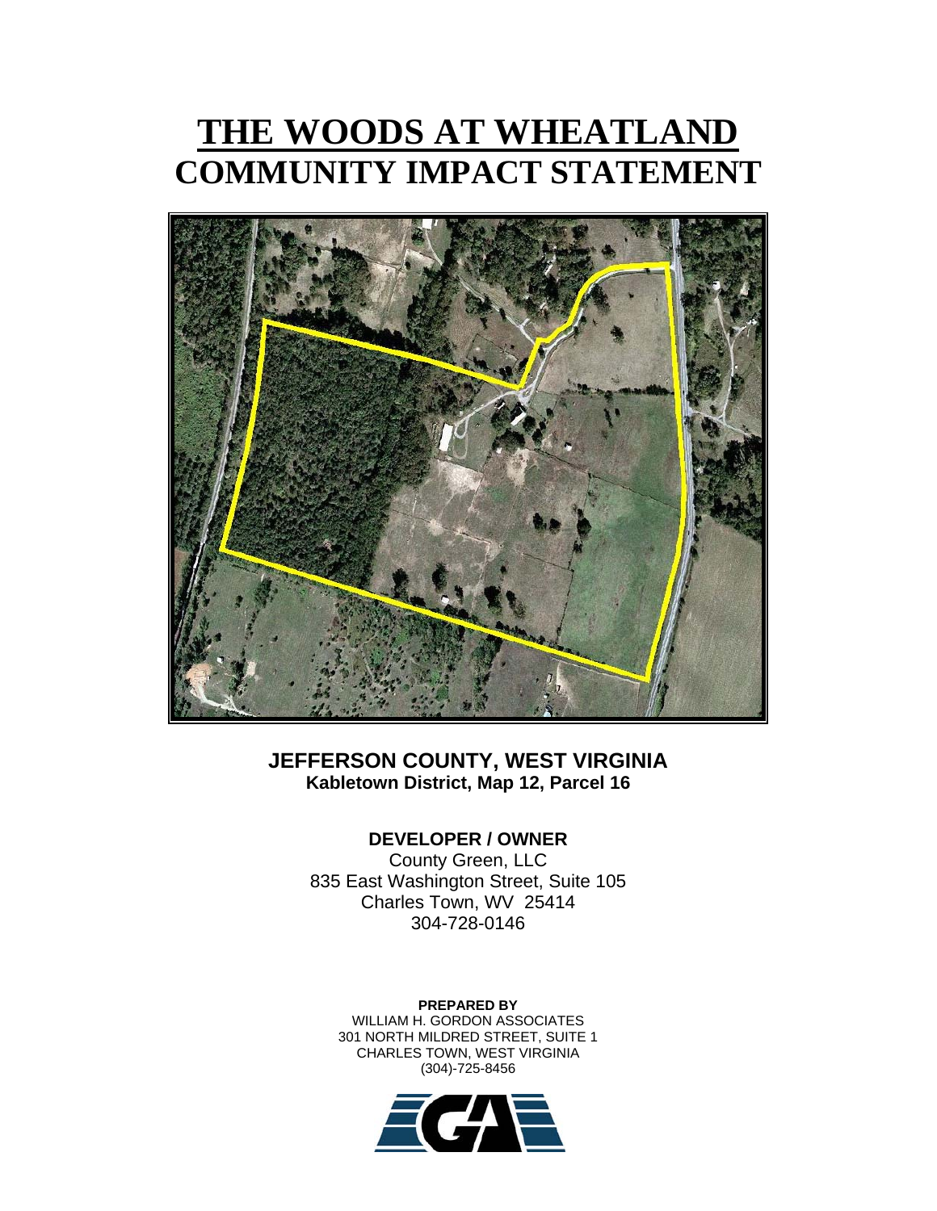# THE WOODS AT WHEATLAND

# COMMUNITY IMPACT STATEMENT

**JEFFERSON COUNTY, WEST VIRGINIA**
**Kabletown District, Map 12, Parcel 16**

**DEVELOPER / OWNER**
County Green, LLC
835 East Washington Street, Suite 105
Charles Town, WV 25414
304-728-0146

**PREPARED BY**
WILLIAM H. GORDON ASSOCIATES
301 NORTH MILDRED STREET, SUITE 1
CHARLES TOWN, WEST VIRGINIA
(304)-725-8456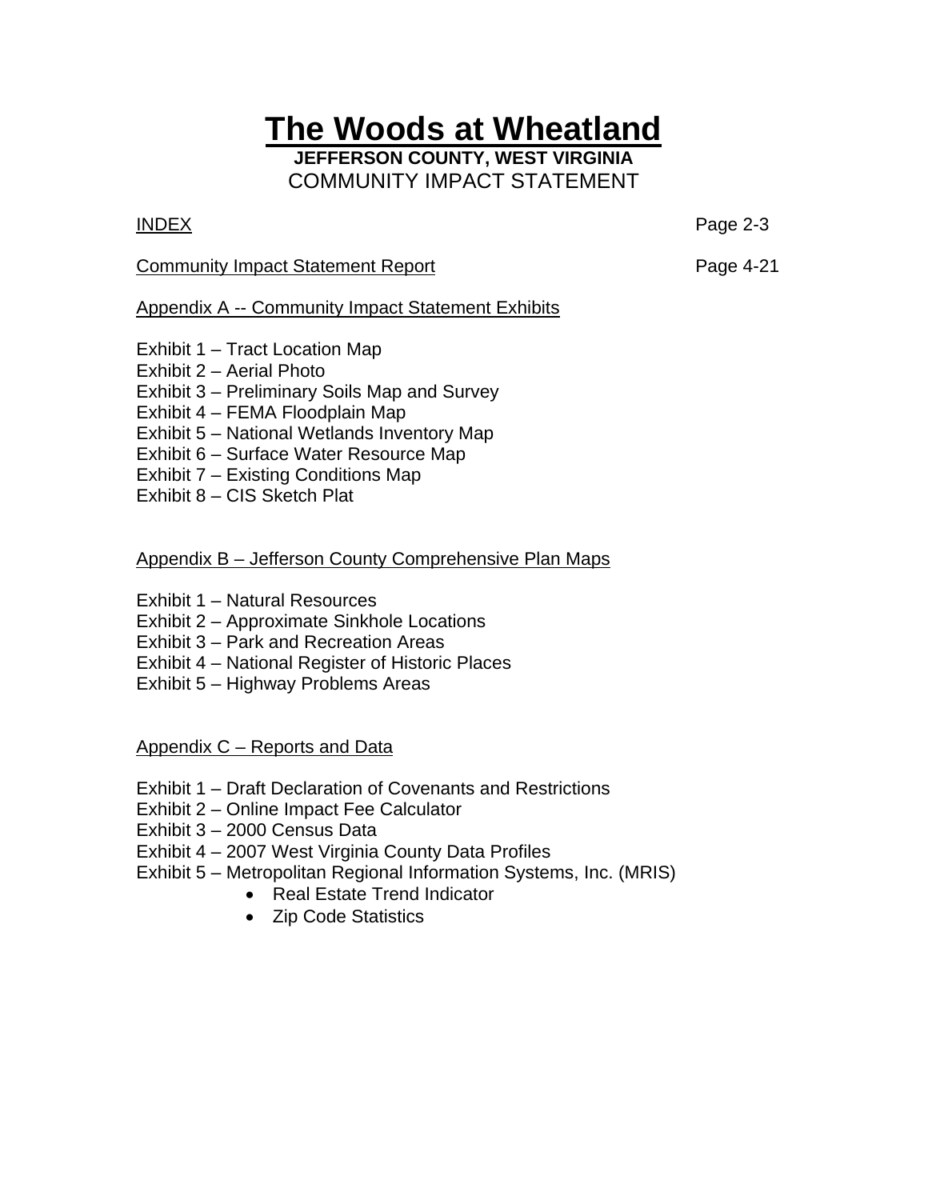# The Woods at Wheatland

**JEFFERSON COUNTY, WEST VIRGINIA**

COMMUNITY IMPACT STATEMENT

INDEX Page 2-3

Community Impact Statement Report Page 4-21

Appendix A -- Community Impact Statement Exhibits

Exhibit 1 – Tract Location Map
Exhibit 2 – Aerial Photo
Exhibit 3 – Preliminary Soils Map and Survey
Exhibit 4 – FEMA Floodplain Map
Exhibit 5 – National Wetlands Inventory Map
Exhibit 6 – Surface Water Resource Map
Exhibit 7 – Existing Conditions Map
Exhibit 8 – CIS Sketch Plat

Appendix B – Jefferson County Comprehensive Plan Maps

Exhibit 1 – Natural Resources
Exhibit 2 – Approximate Sinkhole Locations
Exhibit 3 – Park and Recreation Areas
Exhibit 4 – National Register of Historic Places
Exhibit 5 – Highway Problems Areas

Appendix C – Reports and Data

Exhibit 1 – Draft Declaration of Covenants and Restrictions
Exhibit 2 – Online Impact Fee Calculator
Exhibit 3 – 2000 Census Data
Exhibit 4 – 2007 West Virginia County Data Profiles
Exhibit 5 – Metropolitan Regional Information Systems, Inc. (MRIS)

- Real Estate Trend Indicator
- Zip Code Statistics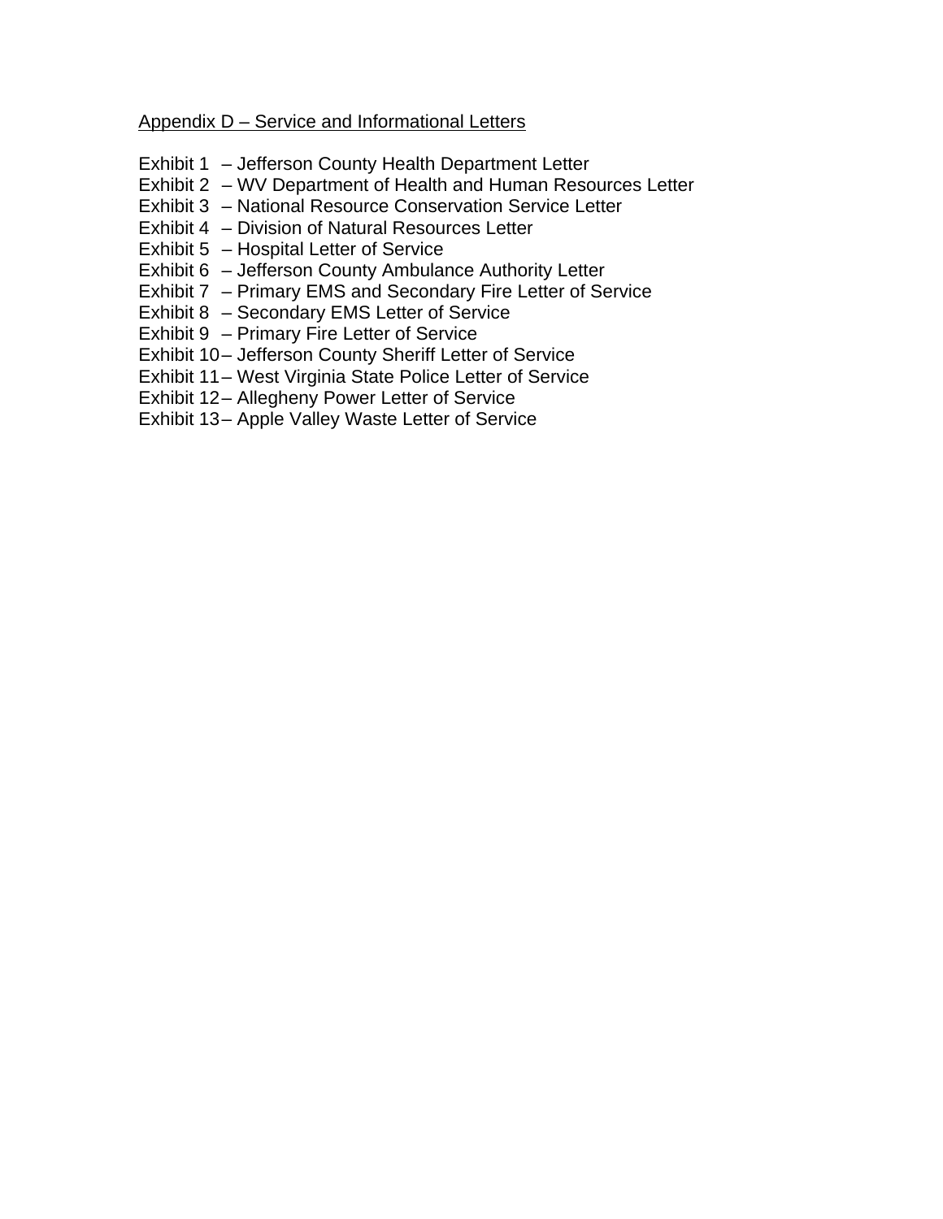Appendix D – Service and Informational Letters

Exhibit 1 – Jefferson County Health Department Letter
Exhibit 2 – WV Department of Health and Human Resources Letter
Exhibit 3 – National Resource Conservation Service Letter
Exhibit 4 – Division of Natural Resources Letter
Exhibit 5 – Hospital Letter of Service
Exhibit 6 – Jefferson County Ambulance Authority Letter
Exhibit 7 – Primary EMS and Secondary Fire Letter of Service
Exhibit 8 – Secondary EMS Letter of Service
Exhibit 9 – Primary Fire Letter of Service
Exhibit 10 – Jefferson County Sheriff Letter of Service
Exhibit 11 – West Virginia State Police Letter of Service
Exhibit 12 – Allegheny Power Letter of Service
Exhibit 13 – Apple Valley Waste Letter of Service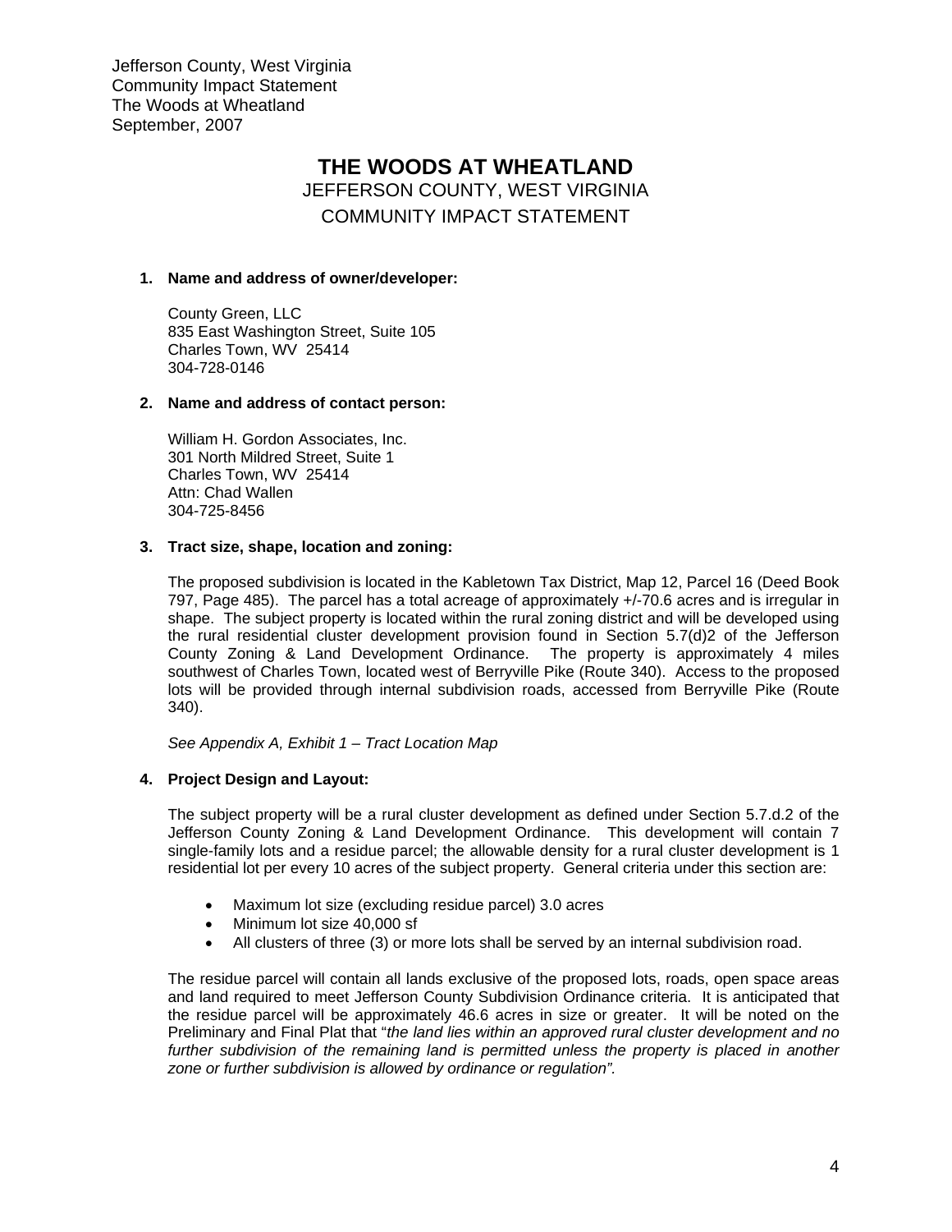# THE WOODS AT WHEATLAND

## JEFFERSON COUNTY, WEST VIRGINIA
## COMMUNITY IMPACT STATEMENT

**1. Name and address of owner/developer:**

County Green, LLC
835 East Washington Street, Suite 105
Charles Town, WV 25414
304-728-0146

**2. Name and address of contact person:**

William H. Gordon Associates, Inc.
301 North Mildred Street, Suite 1
Charles Town, WV 25414
Attn: Chad Wallen
304-725-8456

**3. Tract size, shape, location and zoning:**

The proposed subdivision is located in the Kabletown Tax District, Map 12, Parcel 16 (Deed Book 797, Page 485). The parcel has a total acreage of approximately +/-70.6 acres and is irregular in shape. The subject property is located within the rural zoning district and will be developed using the rural residential cluster development provision found in Section 5.7(d)2 of the Jefferson County Zoning & Land Development Ordinance. The property is approximately 4 miles southwest of Charles Town, located west of Berryville Pike (Route 340). Access to the proposed lots will be provided through internal subdivision roads, accessed from Berryville Pike (Route 340).

*See Appendix A, Exhibit 1 – Tract Location Map*

**4. Project Design and Layout:**

The subject property will be a rural cluster development as defined under Section 5.7.d.2 of the Jefferson County Zoning & Land Development Ordinance. This development will contain 7 single-family lots and a residue parcel; the allowable density for a rural cluster development is 1 residential lot per every 10 acres of the subject property. General criteria under this section are:

- Maximum lot size (excluding residue parcel) 3.0 acres
- Minimum lot size 40,000 sf
- All clusters of three (3) or more lots shall be served by an internal subdivision road.

The residue parcel will contain all lands exclusive of the proposed lots, roads, open space areas and land required to meet Jefferson County Subdivision Ordinance criteria. It is anticipated that the residue parcel will be approximately 46.6 acres in size or greater. It will be noted on the Preliminary and Final Plat that "*the land lies within an approved rural cluster development and no further subdivision of the remaining land is permitted unless the property is placed in another zone or further subdivision is allowed by ordinance or regulation"*.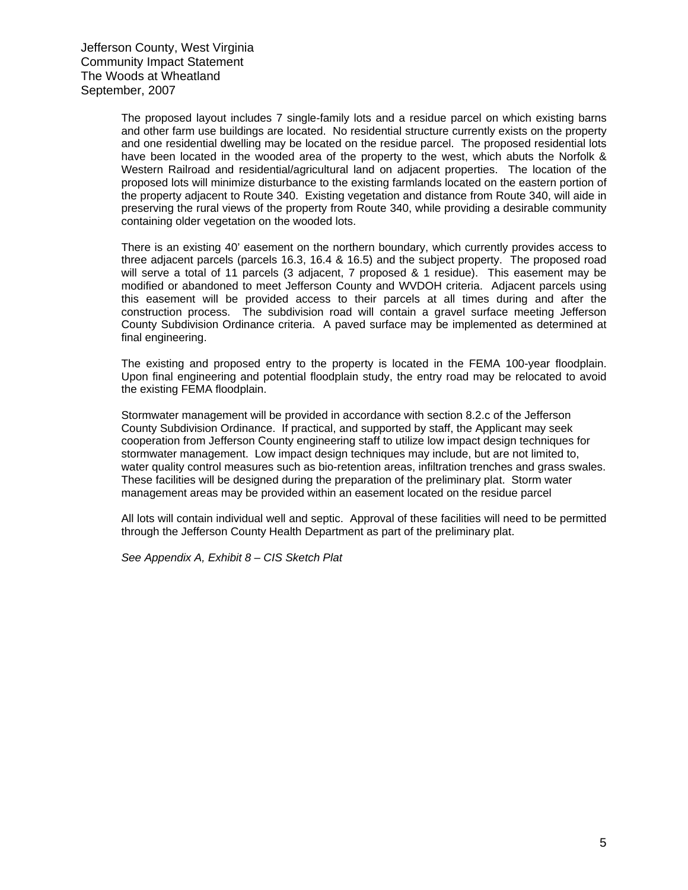The proposed layout includes 7 single-family lots and a residue parcel on which existing barns and other farm use buildings are located. No residential structure currently exists on the property and one residential dwelling may be located on the residue parcel. The proposed residential lots have been located in the wooded area of the property to the west, which abuts the Norfolk & Western Railroad and residential/agricultural land on adjacent properties. The location of the proposed lots will minimize disturbance to the existing farmlands located on the eastern portion of the property adjacent to Route 340. Existing vegetation and distance from Route 340, will aide in preserving the rural views of the property from Route 340, while providing a desirable community containing older vegetation on the wooded lots.

There is an existing 40' easement on the northern boundary, which currently provides access to three adjacent parcels (parcels 16.3, 16.4 & 16.5) and the subject property. The proposed road will serve a total of 11 parcels (3 adjacent, 7 proposed & 1 residue). This easement may be modified or abandoned to meet Jefferson County and WVDOH criteria. Adjacent parcels using this easement will be provided access to their parcels at all times during and after the construction process. The subdivision road will contain a gravel surface meeting Jefferson County Subdivision Ordinance criteria. A paved surface may be implemented as determined at final engineering.

The existing and proposed entry to the property is located in the FEMA 100-year floodplain. Upon final engineering and potential floodplain study, the entry road may be relocated to avoid the existing FEMA floodplain.

Stormwater management will be provided in accordance with section 8.2.c of the Jefferson County Subdivision Ordinance. If practical, and supported by staff, the Applicant may seek cooperation from Jefferson County engineering staff to utilize low impact design techniques for stormwater management. Low impact design techniques may include, but are not limited to, water quality control measures such as bio-retention areas, infiltration trenches and grass swales. These facilities will be designed during the preparation of the preliminary plat. Storm water management areas may be provided within an easement located on the residue parcel

All lots will contain individual well and septic. Approval of these facilities will need to be permitted through the Jefferson County Health Department as part of the preliminary plat.

*See Appendix A, Exhibit 8 – CIS Sketch Plat*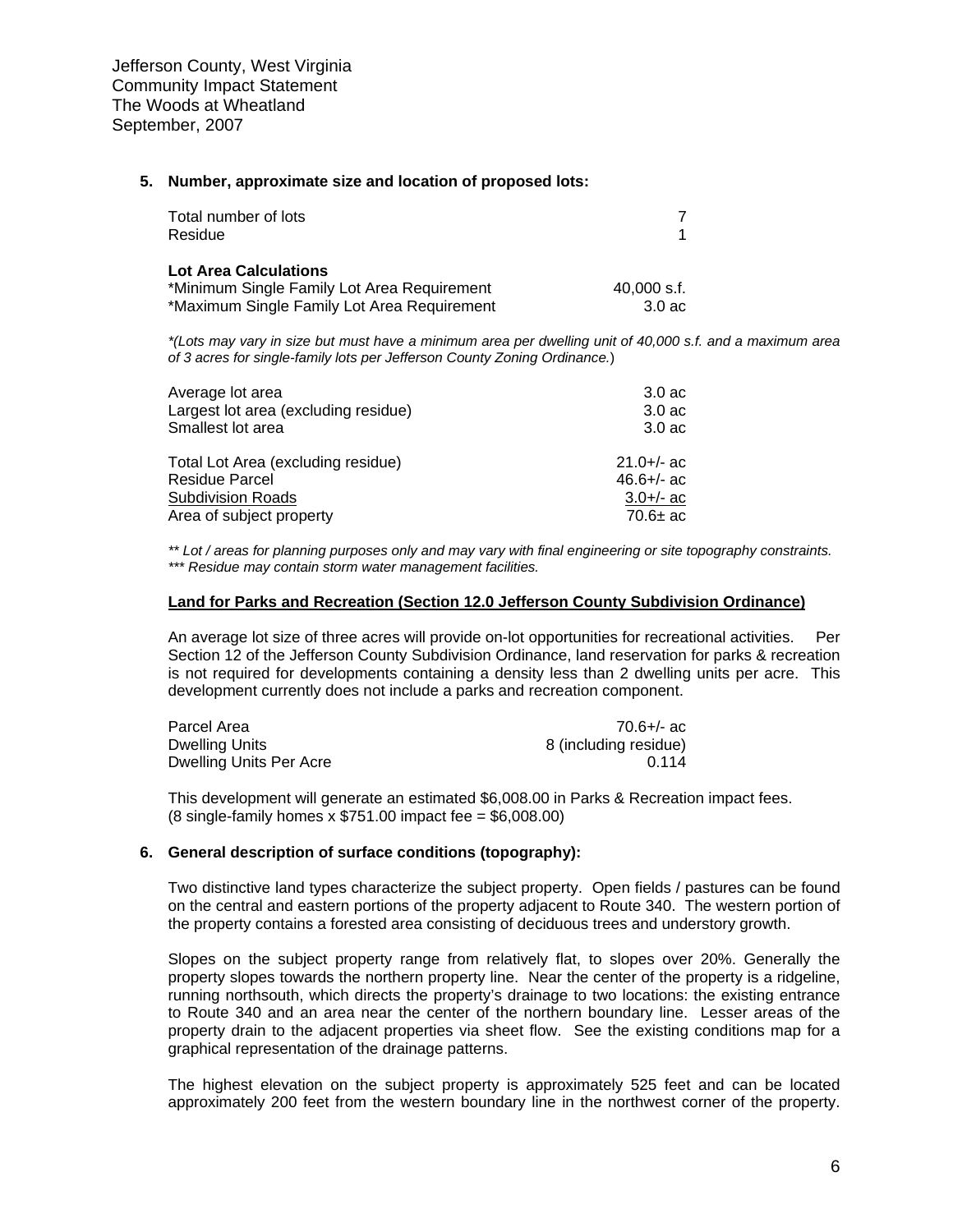**5. Number, approximate size and location of proposed lots:**

| | |
|---|---|
| Total number of lots | 7 |
| Residue | 1 |

**Lot Area Calculations**

| | |
|---|---|
| *Minimum Single Family Lot Area Requirement | 40,000 s.f. |
| *Maximum Single Family Lot Area Requirement | 3.0 ac |

*\*(Lots may vary in size but must have a minimum area per dwelling unit of 40,000 s.f. and a maximum area of 3 acres for single-family lots per Jefferson County Zoning Ordinance.*)

| | |
|---|---|
| Average lot area | 3.0 ac |
| Largest lot area (excluding residue) | 3.0 ac |
| Smallest lot area | 3.0 ac |

| | |
|---|---|
| Total Lot Area (excluding residue) | 21.0+/- ac |
| Residue Parcel | 46.6+/- ac |
| <u>Subdivision Roads</u> | <u>3.0+/- ac</u> |
| Area of subject property | 70.6± ac |

*\*\* Lot / areas for planning purposes only and may vary with final engineering or site topography constraints.*
*\*\*\* Residue may contain storm water management facilities.*

**<u>Land for Parks and Recreation (Section 12.0 Jefferson County Subdivision Ordinance)</u>**

An average lot size of three acres will provide on-lot opportunities for recreational activities. Per Section 12 of the Jefferson County Subdivision Ordinance, land reservation for parks & recreation is not required for developments containing a density less than 2 dwelling units per acre. This development currently does not include a parks and recreation component.

| | |
|---|---|
| Parcel Area | 70.6+/- ac |
| Dwelling Units | 8 (including residue) |
| Dwelling Units Per Acre | 0.114 |

This development will generate an estimated $6,008.00 in Parks & Recreation impact fees.
(8 single-family homes x $751.00 impact fee = $6,008.00)

**6. General description of surface conditions (topography):**

Two distinctive land types characterize the subject property. Open fields / pastures can be found on the central and eastern portions of the property adjacent to Route 340. The western portion of the property contains a forested area consisting of deciduous trees and understory growth.

Slopes on the subject property range from relatively flat, to slopes over 20%. Generally the property slopes towards the northern property line. Near the center of the property is a ridgeline, running northsouth, which directs the property's drainage to two locations: the existing entrance to Route 340 and an area near the center of the northern boundary line. Lesser areas of the property drain to the adjacent properties via sheet flow. See the existing conditions map for a graphical representation of the drainage patterns.

The highest elevation on the subject property is approximately 525 feet and can be located approximately 200 feet from the western boundary line in the northwest corner of the property.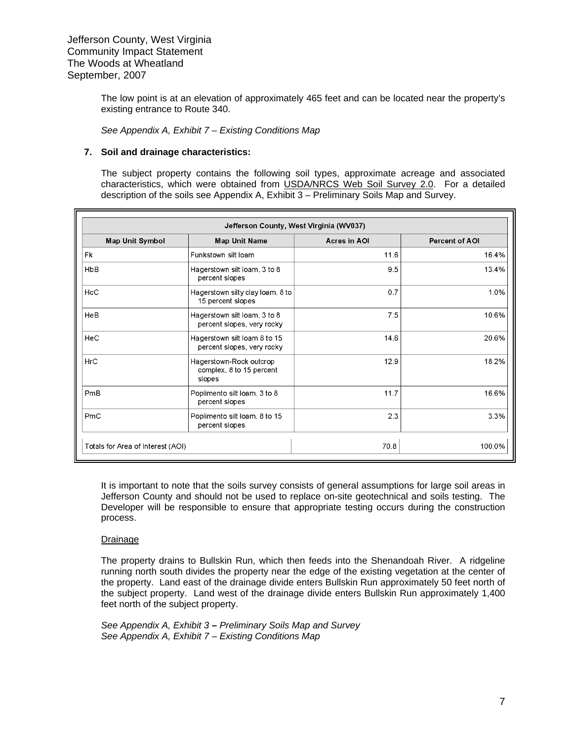The low point is at an elevation of approximately 465 feet and can be located near the property's existing entrance to Route 340.

*See Appendix A, Exhibit 7 – Existing Conditions Map*

**7. Soil and drainage characteristics:**

The subject property contains the following soil types, approximate acreage and associated characteristics, which were obtained from USDA/NRCS Web Soil Survey 2.0. For a detailed description of the soils see Appendix A, Exhibit 3 – Preliminary Soils Map and Survey.

| Jefferson County, West Virginia (WV037) | | | |
|---|---|---|---|
| **Map Unit Symbol** | **Map Unit Name** | **Acres in AOI** | **Percent of AOI** |
| Fk | Funkstown silt loam | 11.6 | 16.4% |
| HbB | Hagerstown silt loam, 3 to 8 percent slopes | 9.5 | 13.4% |
| HcC | Hagerstown silty clay loam, 8 to 15 percent slopes | 0.7 | 1.0% |
| HeB | Hagerstown silt loam, 3 to 8 percent slopes, very rocky | 7.5 | 10.6% |
| HeC | Hagerstown silt loam 8 to 15 percent slopes, very rocky | 14.6 | 20.6% |
| HrC | Hagerstown-Rock outcrop complex, 8 to 15 percent slopes | 12.9 | 18.2% |
| PmB | Poplimento silt loam, 3 to 8 percent slopes | 11.7 | 16.6% |
| PmC | Poplimento silt loam, 8 to 15 percent slopes | 2.3 | 3.3% |
| Totals for Area of Interest (AOI) | | 70.8 | 100.0% |

It is important to note that the soils survey consists of general assumptions for large soil areas in Jefferson County and should not be used to replace on-site geotechnical and soils testing. The Developer will be responsible to ensure that appropriate testing occurs during the construction process.

Drainage

The property drains to Bullskin Run, which then feeds into the Shenandoah River. A ridgeline running north south divides the property near the edge of the existing vegetation at the center of the property. Land east of the drainage divide enters Bullskin Run approximately 50 feet north of the subject property. Land west of the drainage divide enters Bullskin Run approximately 1,400 feet north of the subject property.

*See Appendix A, Exhibit 3 – Preliminary Soils Map and Survey*
*See Appendix A, Exhibit 7 – Existing Conditions Map*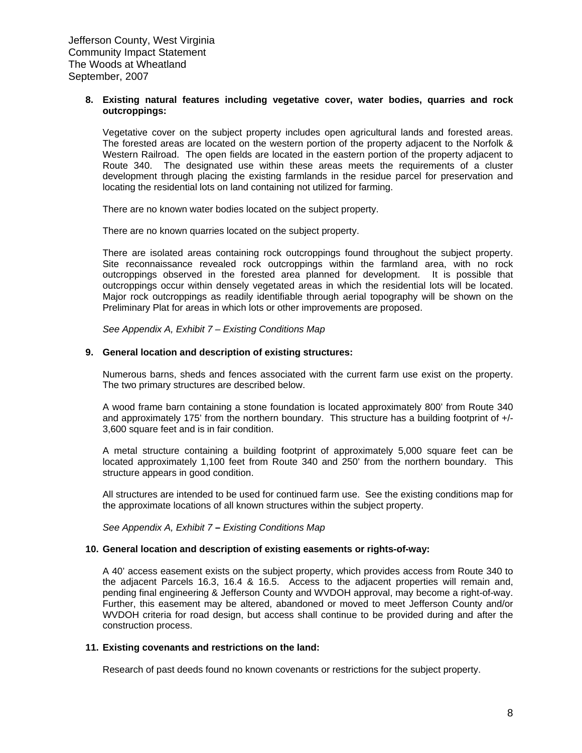**8. Existing natural features including vegetative cover, water bodies, quarries and rock outcroppings:**

Vegetative cover on the subject property includes open agricultural lands and forested areas. The forested areas are located on the western portion of the property adjacent to the Norfolk & Western Railroad. The open fields are located in the eastern portion of the property adjacent to Route 340. The designated use within these areas meets the requirements of a cluster development through placing the existing farmlands in the residue parcel for preservation and locating the residential lots on land containing not utilized for farming.

There are no known water bodies located on the subject property.

There are no known quarries located on the subject property.

There are isolated areas containing rock outcroppings found throughout the subject property. Site reconnaissance revealed rock outcroppings within the farmland area, with no rock outcroppings observed in the forested area planned for development. It is possible that outcroppings occur within densely vegetated areas in which the residential lots will be located. Major rock outcroppings as readily identifiable through aerial topography will be shown on the Preliminary Plat for areas in which lots or other improvements are proposed.

*See Appendix A, Exhibit 7 – Existing Conditions Map*

**9. General location and description of existing structures:**

Numerous barns, sheds and fences associated with the current farm use exist on the property. The two primary structures are described below.

A wood frame barn containing a stone foundation is located approximately 800' from Route 340 and approximately 175' from the northern boundary. This structure has a building footprint of +/- 3,600 square feet and is in fair condition.

A metal structure containing a building footprint of approximately 5,000 square feet can be located approximately 1,100 feet from Route 340 and 250' from the northern boundary. This structure appears in good condition.

All structures are intended to be used for continued farm use. See the existing conditions map for the approximate locations of all known structures within the subject property.

*See Appendix A, Exhibit 7 **–** Existing Conditions Map*

**10. General location and description of existing easements or rights-of-way:**

A 40' access easement exists on the subject property, which provides access from Route 340 to the adjacent Parcels 16.3, 16.4 & 16.5. Access to the adjacent properties will remain and, pending final engineering & Jefferson County and WVDOH approval, may become a right-of-way. Further, this easement may be altered, abandoned or moved to meet Jefferson County and/or WVDOH criteria for road design, but access shall continue to be provided during and after the construction process.

**11. Existing covenants and restrictions on the land:**

Research of past deeds found no known covenants or restrictions for the subject property.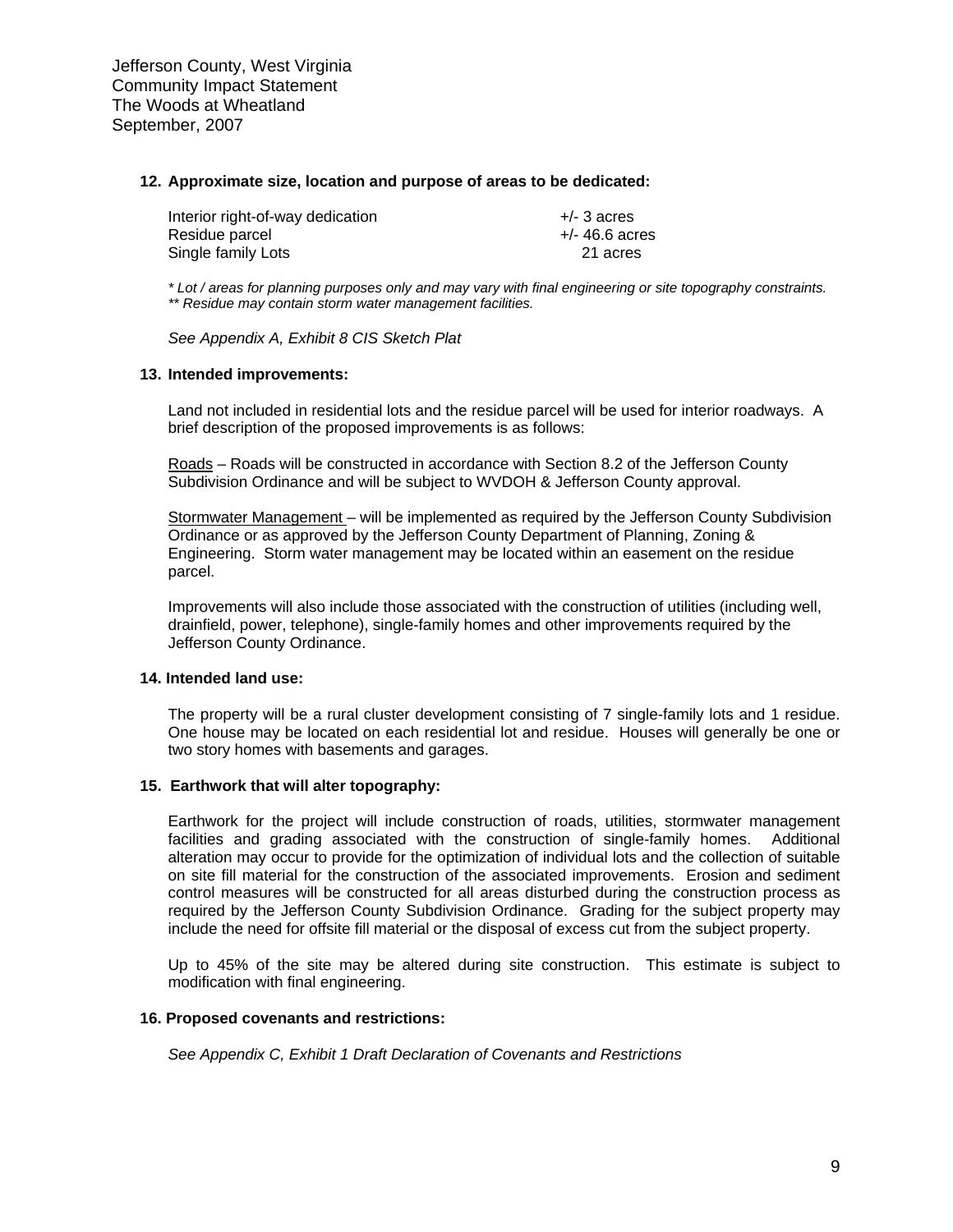**12. Approximate size, location and purpose of areas to be dedicated:**

| | |
|---|---|
| Interior right-of-way dedication | +/- 3 acres |
| Residue parcel | +/- 46.6 acres |
| Single family Lots | 21 acres |

*\* Lot / areas for planning purposes only and may vary with final engineering or site topography constraints.*
*\*\* Residue may contain storm water management facilities.*

*See Appendix A, Exhibit 8 CIS Sketch Plat*

**13. Intended improvements:**

Land not included in residential lots and the residue parcel will be used for interior roadways. A brief description of the proposed improvements is as follows:

Roads – Roads will be constructed in accordance with Section 8.2 of the Jefferson County Subdivision Ordinance and will be subject to WVDOH & Jefferson County approval.

Stormwater Management – will be implemented as required by the Jefferson County Subdivision Ordinance or as approved by the Jefferson County Department of Planning, Zoning & Engineering. Storm water management may be located within an easement on the residue parcel.

Improvements will also include those associated with the construction of utilities (including well, drainfield, power, telephone), single-family homes and other improvements required by the Jefferson County Ordinance.

**14. Intended land use:**

The property will be a rural cluster development consisting of 7 single-family lots and 1 residue. One house may be located on each residential lot and residue. Houses will generally be one or two story homes with basements and garages.

**15. Earthwork that will alter topography:**

Earthwork for the project will include construction of roads, utilities, stormwater management facilities and grading associated with the construction of single-family homes. Additional alteration may occur to provide for the optimization of individual lots and the collection of suitable on site fill material for the construction of the associated improvements. Erosion and sediment control measures will be constructed for all areas disturbed during the construction process as required by the Jefferson County Subdivision Ordinance. Grading for the subject property may include the need for offsite fill material or the disposal of excess cut from the subject property.

Up to 45% of the site may be altered during site construction. This estimate is subject to modification with final engineering.

**16. Proposed covenants and restrictions:**

*See Appendix C, Exhibit 1 Draft Declaration of Covenants and Restrictions*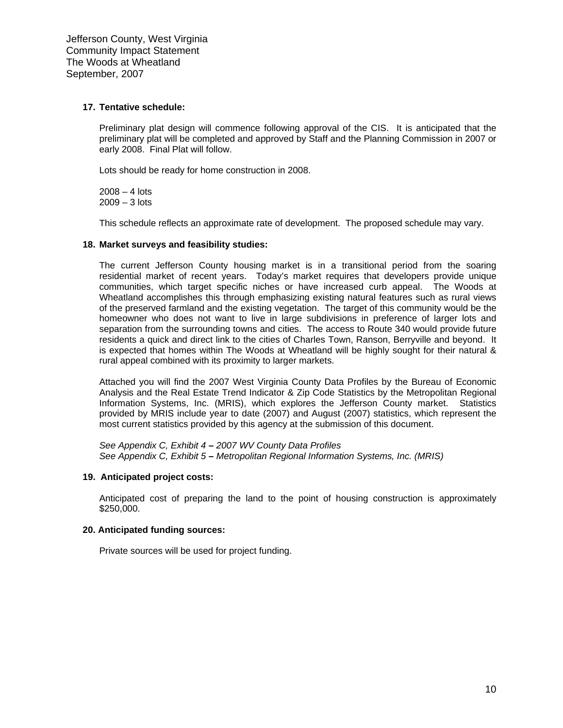**17. Tentative schedule:**

Preliminary plat design will commence following approval of the CIS. It is anticipated that the preliminary plat will be completed and approved by Staff and the Planning Commission in 2007 or early 2008. Final Plat will follow.

Lots should be ready for home construction in 2008.

2008 – 4 lots
2009 – 3 lots

This schedule reflects an approximate rate of development. The proposed schedule may vary.

**18. Market surveys and feasibility studies:**

The current Jefferson County housing market is in a transitional period from the soaring residential market of recent years. Today's market requires that developers provide unique communities, which target specific niches or have increased curb appeal. The Woods at Wheatland accomplishes this through emphasizing existing natural features such as rural views of the preserved farmland and the existing vegetation. The target of this community would be the homeowner who does not want to live in large subdivisions in preference of larger lots and separation from the surrounding towns and cities. The access to Route 340 would provide future residents a quick and direct link to the cities of Charles Town, Ranson, Berryville and beyond. It is expected that homes within The Woods at Wheatland will be highly sought for their natural & rural appeal combined with its proximity to larger markets.

Attached you will find the 2007 West Virginia County Data Profiles by the Bureau of Economic Analysis and the Real Estate Trend Indicator & Zip Code Statistics by the Metropolitan Regional Information Systems, Inc. (MRIS), which explores the Jefferson County market. Statistics provided by MRIS include year to date (2007) and August (2007) statistics, which represent the most current statistics provided by this agency at the submission of this document.

*See Appendix C, Exhibit 4* **–** *2007 WV County Data Profiles*
*See Appendix C, Exhibit 5* **–** *Metropolitan Regional Information Systems, Inc. (MRIS)*

**19. Anticipated project costs:**

Anticipated cost of preparing the land to the point of housing construction is approximately $250,000.

**20. Anticipated funding sources:**

Private sources will be used for project funding.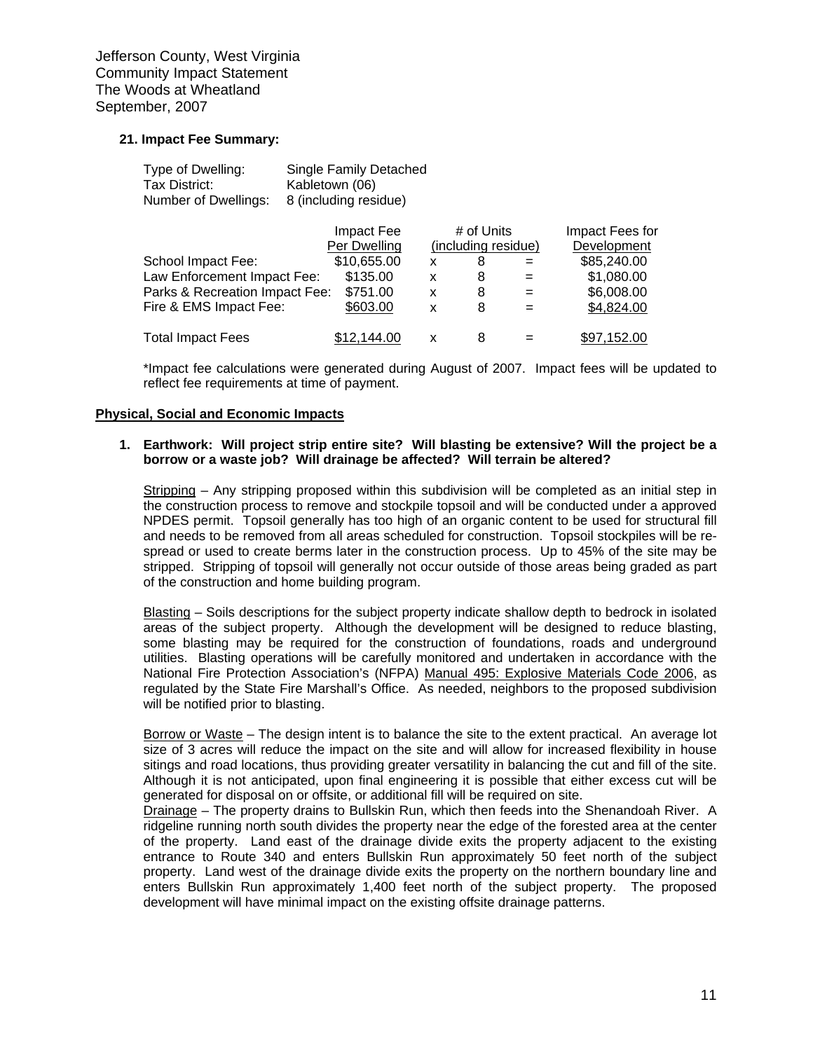Jefferson County, West Virginia
Community Impact Statement
The Woods at Wheatland
September, 2007

### 21. Impact Fee Summary:

| | |
|---|---|
| Type of Dwelling: | Single Family Detached |
| Tax District: | Kabletown (06) |
| Number of Dwellings: | 8 (including residue) |

| | Impact Fee Per Dwelling | | # of Units (including residue) | | Impact Fees for Development |
|---|---|---|---|---|---|
| School Impact Fee: | $10,655.00 | x | 8 | = | $85,240.00 |
| Law Enforcement Impact Fee: | $135.00 | x | 8 | = | $1,080.00 |
| Parks & Recreation Impact Fee: | $751.00 | x | 8 | = | $6,008.00 |
| Fire & EMS Impact Fee: | $603.00 | x | 8 | = | $4,824.00 |
| Total Impact Fees | $12,144.00 | x | 8 | = | $97,152.00 |

*Impact fee calculations were generated during August of 2007. Impact fees will be updated to reflect fee requirements at time of payment.

## Physical, Social and Economic Impacts

**1. Earthwork: Will project strip entire site? Will blasting be extensive? Will the project be a borrow or a waste job? Will drainage be affected? Will terrain be altered?**

Stripping – Any stripping proposed within this subdivision will be completed as an initial step in the construction process to remove and stockpile topsoil and will be conducted under a approved NPDES permit. Topsoil generally has too high of an organic content to be used for structural fill and needs to be removed from all areas scheduled for construction. Topsoil stockpiles will be re-spread or used to create berms later in the construction process. Up to 45% of the site may be stripped. Stripping of topsoil will generally not occur outside of those areas being graded as part of the construction and home building program.

Blasting – Soils descriptions for the subject property indicate shallow depth to bedrock in isolated areas of the subject property. Although the development will be designed to reduce blasting, some blasting may be required for the construction of foundations, roads and underground utilities. Blasting operations will be carefully monitored and undertaken in accordance with the National Fire Protection Association's (NFPA) Manual 495: Explosive Materials Code 2006, as regulated by the State Fire Marshall's Office. As needed, neighbors to the proposed subdivision will be notified prior to blasting.

Borrow or Waste – The design intent is to balance the site to the extent practical. An average lot size of 3 acres will reduce the impact on the site and will allow for increased flexibility in house sitings and road locations, thus providing greater versatility in balancing the cut and fill of the site. Although it is not anticipated, upon final engineering it is possible that either excess cut will be generated for disposal on or offsite, or additional fill will be required on site.

Drainage – The property drains to Bullskin Run, which then feeds into the Shenandoah River. A ridgeline running north south divides the property near the edge of the forested area at the center of the property. Land east of the drainage divide exits the property adjacent to the existing entrance to Route 340 and enters Bullskin Run approximately 50 feet north of the subject property. Land west of the drainage divide exits the property on the northern boundary line and enters Bullskin Run approximately 1,400 feet north of the subject property. The proposed development will have minimal impact on the existing offsite drainage patterns.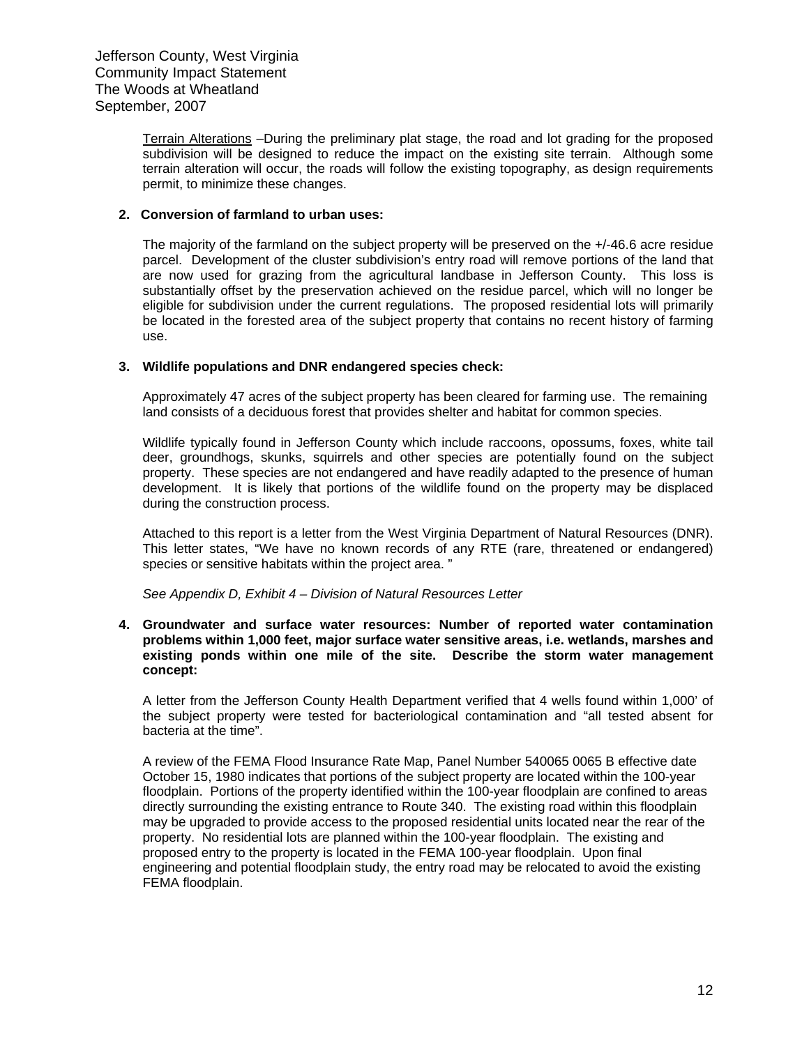Terrain Alterations –During the preliminary plat stage, the road and lot grading for the proposed subdivision will be designed to reduce the impact on the existing site terrain. Although some terrain alteration will occur, the roads will follow the existing topography, as design requirements permit, to minimize these changes.

**2. Conversion of farmland to urban uses:**

The majority of the farmland on the subject property will be preserved on the +/-46.6 acre residue parcel. Development of the cluster subdivision's entry road will remove portions of the land that are now used for grazing from the agricultural landbase in Jefferson County. This loss is substantially offset by the preservation achieved on the residue parcel, which will no longer be eligible for subdivision under the current regulations. The proposed residential lots will primarily be located in the forested area of the subject property that contains no recent history of farming use.

**3. Wildlife populations and DNR endangered species check:**

Approximately 47 acres of the subject property has been cleared for farming use. The remaining land consists of a deciduous forest that provides shelter and habitat for common species.

Wildlife typically found in Jefferson County which include raccoons, opossums, foxes, white tail deer, groundhogs, skunks, squirrels and other species are potentially found on the subject property. These species are not endangered and have readily adapted to the presence of human development. It is likely that portions of the wildlife found on the property may be displaced during the construction process.

Attached to this report is a letter from the West Virginia Department of Natural Resources (DNR). This letter states, "We have no known records of any RTE (rare, threatened or endangered) species or sensitive habitats within the project area. "

*See Appendix D, Exhibit 4 – Division of Natural Resources Letter*

**4. Groundwater and surface water resources: Number of reported water contamination problems within 1,000 feet, major surface water sensitive areas, i.e. wetlands, marshes and existing ponds within one mile of the site. Describe the storm water management concept:**

A letter from the Jefferson County Health Department verified that 4 wells found within 1,000' of the subject property were tested for bacteriological contamination and "all tested absent for bacteria at the time".

A review of the FEMA Flood Insurance Rate Map, Panel Number 540065 0065 B effective date October 15, 1980 indicates that portions of the subject property are located within the 100-year floodplain. Portions of the property identified within the 100-year floodplain are confined to areas directly surrounding the existing entrance to Route 340. The existing road within this floodplain may be upgraded to provide access to the proposed residential units located near the rear of the property. No residential lots are planned within the 100-year floodplain. The existing and proposed entry to the property is located in the FEMA 100-year floodplain. Upon final engineering and potential floodplain study, the entry road may be relocated to avoid the existing FEMA floodplain.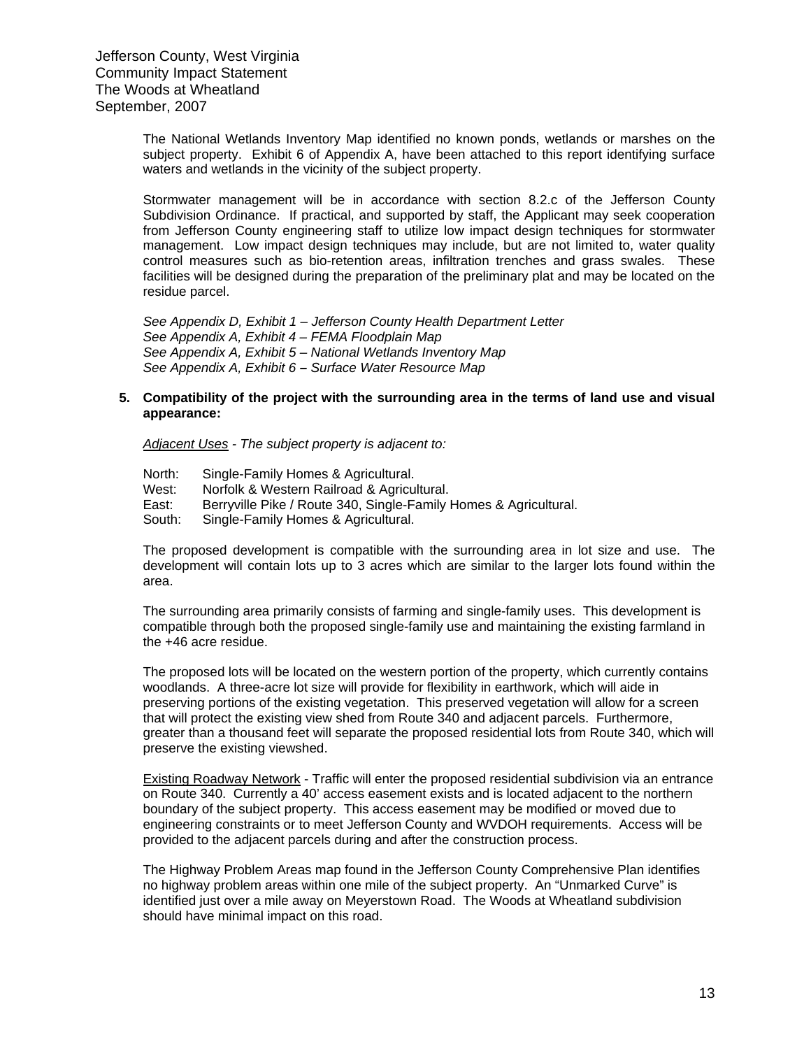The National Wetlands Inventory Map identified no known ponds, wetlands or marshes on the subject property. Exhibit 6 of Appendix A, have been attached to this report identifying surface waters and wetlands in the vicinity of the subject property.

Stormwater management will be in accordance with section 8.2.c of the Jefferson County Subdivision Ordinance. If practical, and supported by staff, the Applicant may seek cooperation from Jefferson County engineering staff to utilize low impact design techniques for stormwater management. Low impact design techniques may include, but are not limited to, water quality control measures such as bio-retention areas, infiltration trenches and grass swales. These facilities will be designed during the preparation of the preliminary plat and may be located on the residue parcel.

*See Appendix D, Exhibit 1 – Jefferson County Health Department Letter*
*See Appendix A, Exhibit 4 – FEMA Floodplain Map*
*See Appendix A, Exhibit 5 – National Wetlands Inventory Map*
*See Appendix A, Exhibit 6 – Surface Water Resource Map*

**5. Compatibility of the project with the surrounding area in the terms of land use and visual appearance:**

*Adjacent Uses - The subject property is adjacent to:*

North: Single-Family Homes & Agricultural.
West: Norfolk & Western Railroad & Agricultural.
East: Berryville Pike / Route 340, Single-Family Homes & Agricultural.
South: Single-Family Homes & Agricultural.

The proposed development is compatible with the surrounding area in lot size and use. The development will contain lots up to 3 acres which are similar to the larger lots found within the area.

The surrounding area primarily consists of farming and single-family uses. This development is compatible through both the proposed single-family use and maintaining the existing farmland in the +46 acre residue.

The proposed lots will be located on the western portion of the property, which currently contains woodlands. A three-acre lot size will provide for flexibility in earthwork, which will aide in preserving portions of the existing vegetation. This preserved vegetation will allow for a screen that will protect the existing view shed from Route 340 and adjacent parcels. Furthermore, greater than a thousand feet will separate the proposed residential lots from Route 340, which will preserve the existing viewshed.

Existing Roadway Network - Traffic will enter the proposed residential subdivision via an entrance on Route 340. Currently a 40' access easement exists and is located adjacent to the northern boundary of the subject property. This access easement may be modified or moved due to engineering constraints or to meet Jefferson County and WVDOH requirements. Access will be provided to the adjacent parcels during and after the construction process.

The Highway Problem Areas map found in the Jefferson County Comprehensive Plan identifies no highway problem areas within one mile of the subject property. An "Unmarked Curve" is identified just over a mile away on Meyerstown Road. The Woods at Wheatland subdivision should have minimal impact on this road.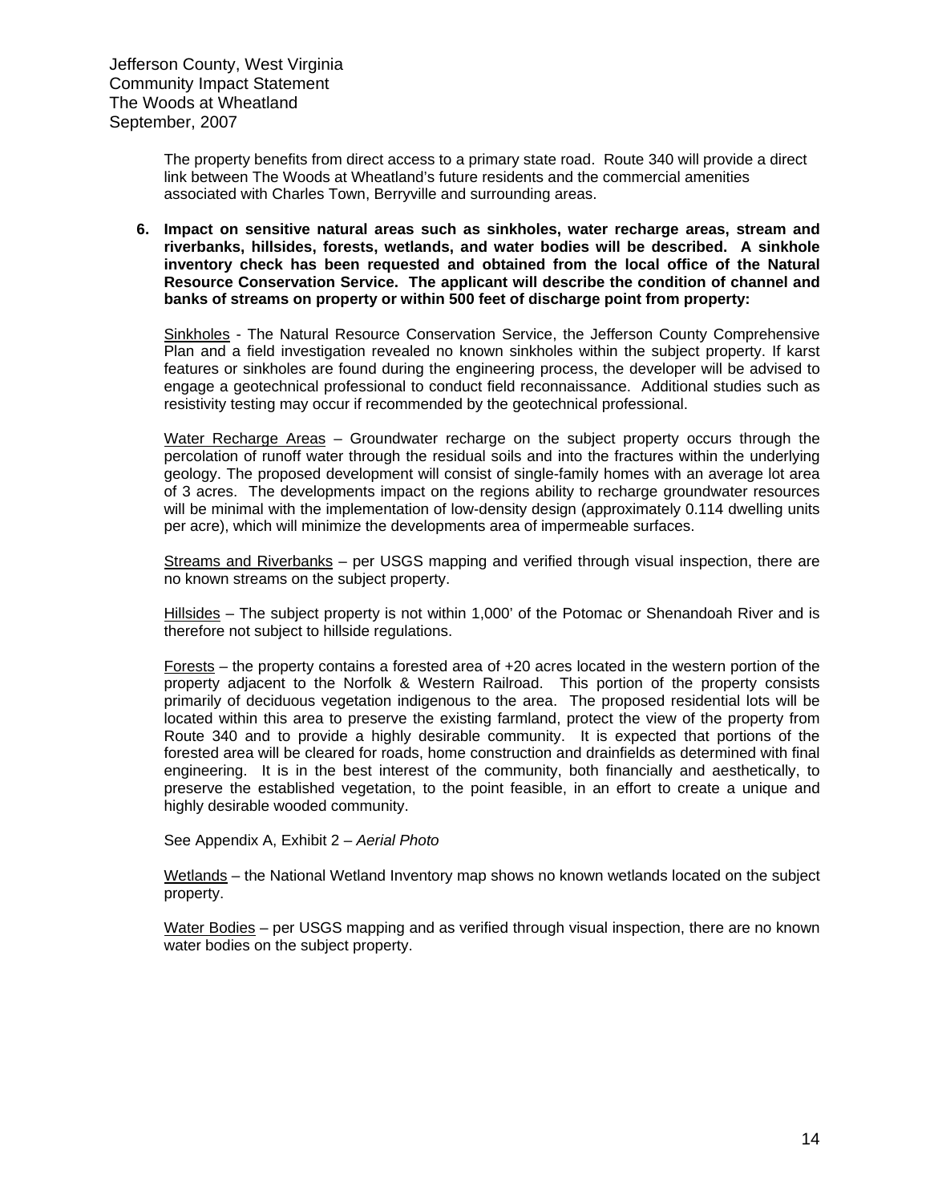The property benefits from direct access to a primary state road. Route 340 will provide a direct link between The Woods at Wheatland's future residents and the commercial amenities associated with Charles Town, Berryville and surrounding areas.

6. **Impact on sensitive natural areas such as sinkholes, water recharge areas, stream and riverbanks, hillsides, forests, wetlands, and water bodies will be described. A sinkhole inventory check has been requested and obtained from the local office of the Natural Resource Conservation Service. The applicant will describe the condition of channel and banks of streams on property or within 500 feet of discharge point from property:**

   <u>Sinkholes</u> - The Natural Resource Conservation Service, the Jefferson County Comprehensive Plan and a field investigation revealed no known sinkholes within the subject property. If karst features or sinkholes are found during the engineering process, the developer will be advised to engage a geotechnical professional to conduct field reconnaissance. Additional studies such as resistivity testing may occur if recommended by the geotechnical professional.

   <u>Water Recharge Areas</u> – Groundwater recharge on the subject property occurs through the percolation of runoff water through the residual soils and into the fractures within the underlying geology. The proposed development will consist of single-family homes with an average lot area of 3 acres. The developments impact on the regions ability to recharge groundwater resources will be minimal with the implementation of low-density design (approximately 0.114 dwelling units per acre), which will minimize the developments area of impermeable surfaces.

   <u>Streams and Riverbanks</u> – per USGS mapping and verified through visual inspection, there are no known streams on the subject property.

   <u>Hillsides</u> – The subject property is not within 1,000' of the Potomac or Shenandoah River and is therefore not subject to hillside regulations.

   <u>Forests</u> – the property contains a forested area of +20 acres located in the western portion of the property adjacent to the Norfolk & Western Railroad. This portion of the property consists primarily of deciduous vegetation indigenous to the area. The proposed residential lots will be located within this area to preserve the existing farmland, protect the view of the property from Route 340 and to provide a highly desirable community. It is expected that portions of the forested area will be cleared for roads, home construction and drainfields as determined with final engineering. It is in the best interest of the community, both financially and aesthetically, to preserve the established vegetation, to the point feasible, in an effort to create a unique and highly desirable wooded community.

   See Appendix A, Exhibit 2 – *Aerial Photo*

   <u>Wetlands</u> – the National Wetland Inventory map shows no known wetlands located on the subject property.

   <u>Water Bodies</u> – per USGS mapping and as verified through visual inspection, there are no known water bodies on the subject property.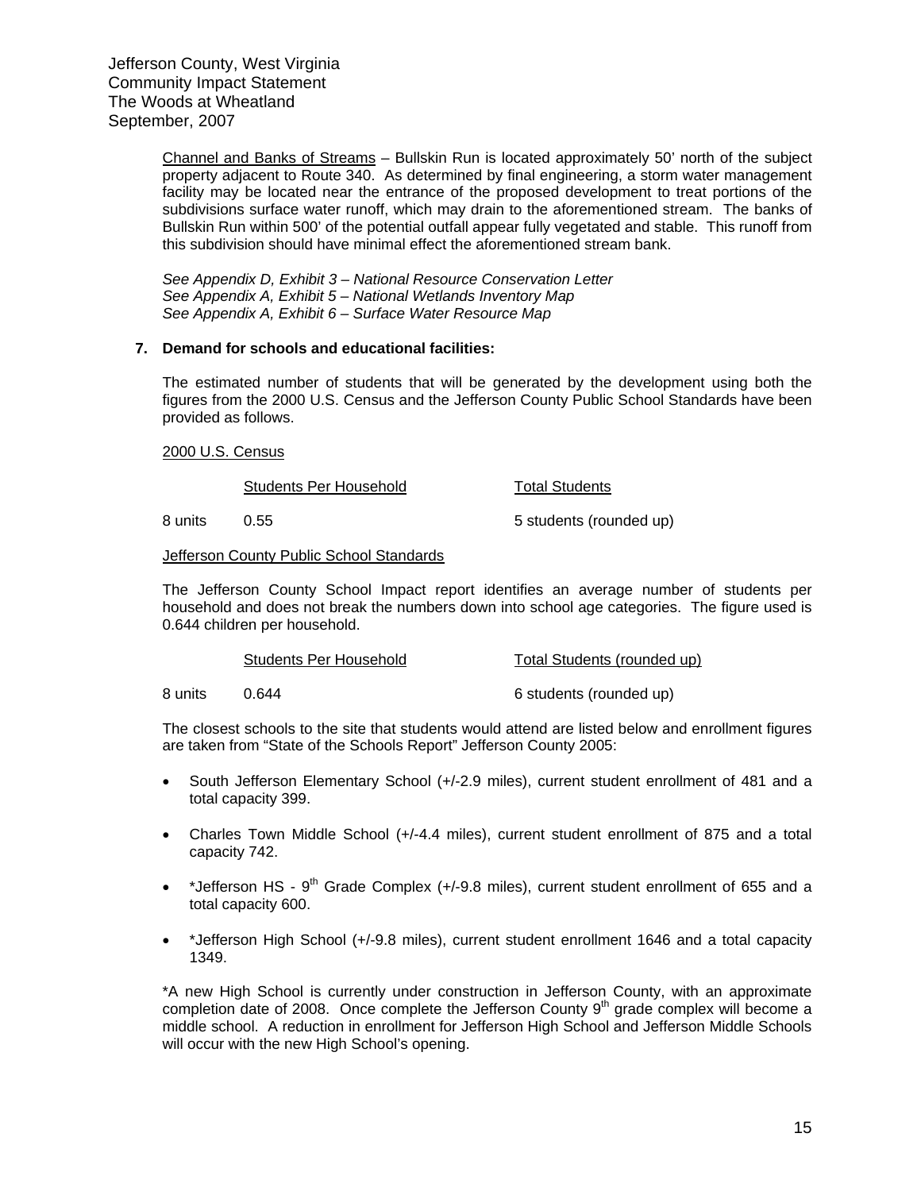Channel and Banks of Streams – Bullskin Run is located approximately 50' north of the subject property adjacent to Route 340. As determined by final engineering, a storm water management facility may be located near the entrance of the proposed development to treat portions of the subdivisions surface water runoff, which may drain to the aforementioned stream. The banks of Bullskin Run within 500' of the potential outfall appear fully vegetated and stable. This runoff from this subdivision should have minimal effect the aforementioned stream bank.

*See Appendix D, Exhibit 3 – National Resource Conservation Letter*
*See Appendix A, Exhibit 5 – National Wetlands Inventory Map*
*See Appendix A, Exhibit 6 – Surface Water Resource Map*

**7. Demand for schools and educational facilities:**

The estimated number of students that will be generated by the development using both the figures from the 2000 U.S. Census and the Jefferson County Public School Standards have been provided as follows.

2000 U.S. Census

| | Students Per Household | Total Students |
|---|---|---|
| 8 units | 0.55 | 5 students (rounded up) |

Jefferson County Public School Standards

The Jefferson County School Impact report identifies an average number of students per household and does not break the numbers down into school age categories. The figure used is 0.644 children per household.

| | Students Per Household | Total Students (rounded up) |
|---|---|---|
| 8 units | 0.644 | 6 students (rounded up) |

The closest schools to the site that students would attend are listed below and enrollment figures are taken from "State of the Schools Report" Jefferson County 2005:

- South Jefferson Elementary School (+/-2.9 miles), current student enrollment of 481 and a total capacity 399.
- Charles Town Middle School (+/-4.4 miles), current student enrollment of 875 and a total capacity 742.
- *Jefferson HS - 9th Grade Complex (+/-9.8 miles), current student enrollment of 655 and a total capacity 600.
- *Jefferson High School (+/-9.8 miles), current student enrollment 1646 and a total capacity 1349.

*A new High School is currently under construction in Jefferson County, with an approximate completion date of 2008. Once complete the Jefferson County 9th grade complex will become a middle school. A reduction in enrollment for Jefferson High School and Jefferson Middle Schools will occur with the new High School's opening.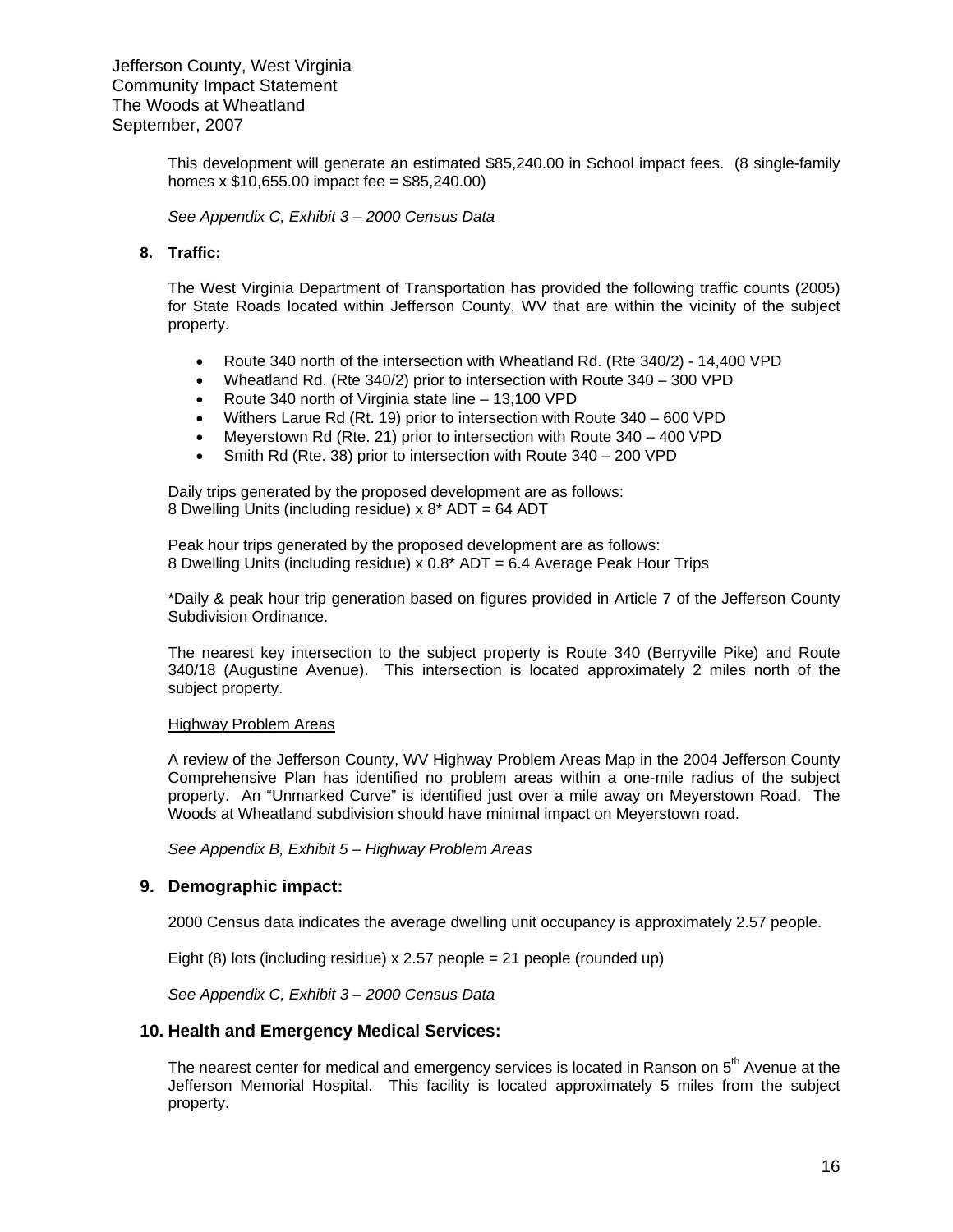This development will generate an estimated $85,240.00 in School impact fees. (8 single-family homes x $10,655.00 impact fee = $85,240.00)

*See Appendix C, Exhibit 3 – 2000 Census Data*

**8. Traffic:**

The West Virginia Department of Transportation has provided the following traffic counts (2005) for State Roads located within Jefferson County, WV that are within the vicinity of the subject property.

- Route 340 north of the intersection with Wheatland Rd. (Rte 340/2) - 14,400 VPD
- Wheatland Rd. (Rte 340/2) prior to intersection with Route 340 – 300 VPD
- Route 340 north of Virginia state line – 13,100 VPD
- Withers Larue Rd (Rt. 19) prior to intersection with Route 340 – 600 VPD
- Meyerstown Rd (Rte. 21) prior to intersection with Route 340 – 400 VPD
- Smith Rd (Rte. 38) prior to intersection with Route 340 – 200 VPD

Daily trips generated by the proposed development are as follows:
8 Dwelling Units (including residue) x 8* ADT = 64 ADT

Peak hour trips generated by the proposed development are as follows:
8 Dwelling Units (including residue) x 0.8* ADT = 6.4 Average Peak Hour Trips

*Daily & peak hour trip generation based on figures provided in Article 7 of the Jefferson County Subdivision Ordinance.

The nearest key intersection to the subject property is Route 340 (Berryville Pike) and Route 340/18 (Augustine Avenue). This intersection is located approximately 2 miles north of the subject property.

Highway Problem Areas

A review of the Jefferson County, WV Highway Problem Areas Map in the 2004 Jefferson County Comprehensive Plan has identified no problem areas within a one-mile radius of the subject property. An "Unmarked Curve" is identified just over a mile away on Meyerstown Road. The Woods at Wheatland subdivision should have minimal impact on Meyerstown road.

*See Appendix B, Exhibit 5 – Highway Problem Areas*

## 9. Demographic impact:

2000 Census data indicates the average dwelling unit occupancy is approximately 2.57 people.

Eight (8) lots (including residue) x 2.57 people = 21 people (rounded up)

*See Appendix C, Exhibit 3 – 2000 Census Data*

## 10. Health and Emergency Medical Services:

The nearest center for medical and emergency services is located in Ranson on 5th Avenue at the Jefferson Memorial Hospital. This facility is located approximately 5 miles from the subject property.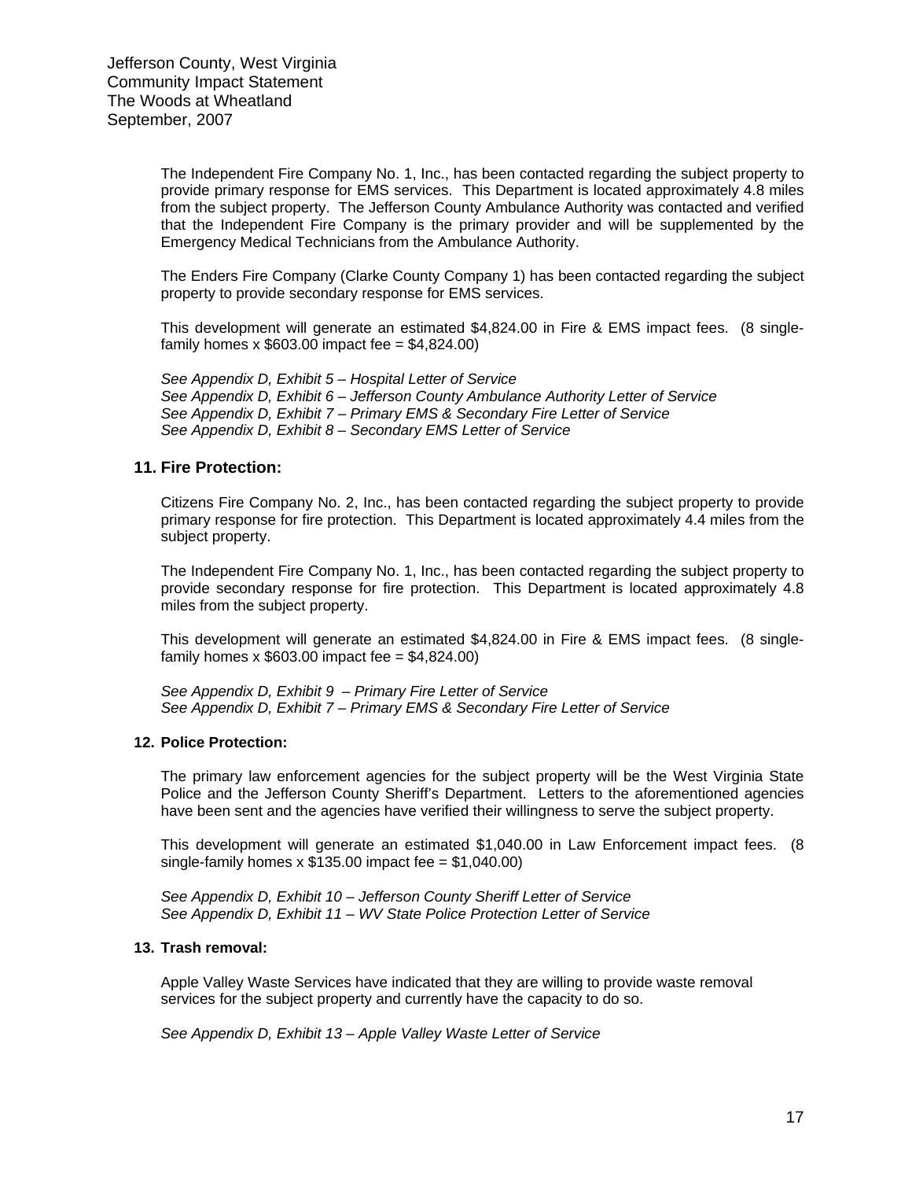The Independent Fire Company No. 1, Inc., has been contacted regarding the subject property to provide primary response for EMS services. This Department is located approximately 4.8 miles from the subject property. The Jefferson County Ambulance Authority was contacted and verified that the Independent Fire Company is the primary provider and will be supplemented by the Emergency Medical Technicians from the Ambulance Authority.

The Enders Fire Company (Clarke County Company 1) has been contacted regarding the subject property to provide secondary response for EMS services.

This development will generate an estimated $4,824.00 in Fire & EMS impact fees. (8 single-family homes x $603.00 impact fee = $4,824.00)

*See Appendix D, Exhibit 5 – Hospital Letter of Service*
*See Appendix D, Exhibit 6 – Jefferson County Ambulance Authority Letter of Service*
*See Appendix D, Exhibit 7 – Primary EMS & Secondary Fire Letter of Service*
*See Appendix D, Exhibit 8 – Secondary EMS Letter of Service*

### 11. Fire Protection:

Citizens Fire Company No. 2, Inc., has been contacted regarding the subject property to provide primary response for fire protection. This Department is located approximately 4.4 miles from the subject property.

The Independent Fire Company No. 1, Inc., has been contacted regarding the subject property to provide secondary response for fire protection. This Department is located approximately 4.8 miles from the subject property.

This development will generate an estimated $4,824.00 in Fire & EMS impact fees. (8 single-family homes x $603.00 impact fee = $4,824.00)

*See Appendix D, Exhibit 9 – Primary Fire Letter of Service*
*See Appendix D, Exhibit 7 – Primary EMS & Secondary Fire Letter of Service*

#### 12. Police Protection:

The primary law enforcement agencies for the subject property will be the West Virginia State Police and the Jefferson County Sheriff's Department. Letters to the aforementioned agencies have been sent and the agencies have verified their willingness to serve the subject property.

This development will generate an estimated $1,040.00 in Law Enforcement impact fees. (8 single-family homes x $135.00 impact fee = $1,040.00)

*See Appendix D, Exhibit 10 – Jefferson County Sheriff Letter of Service*
*See Appendix D, Exhibit 11 – WV State Police Protection Letter of Service*

#### 13. Trash removal:

Apple Valley Waste Services have indicated that they are willing to provide waste removal services for the subject property and currently have the capacity to do so.

*See Appendix D, Exhibit 13 – Apple Valley Waste Letter of Service*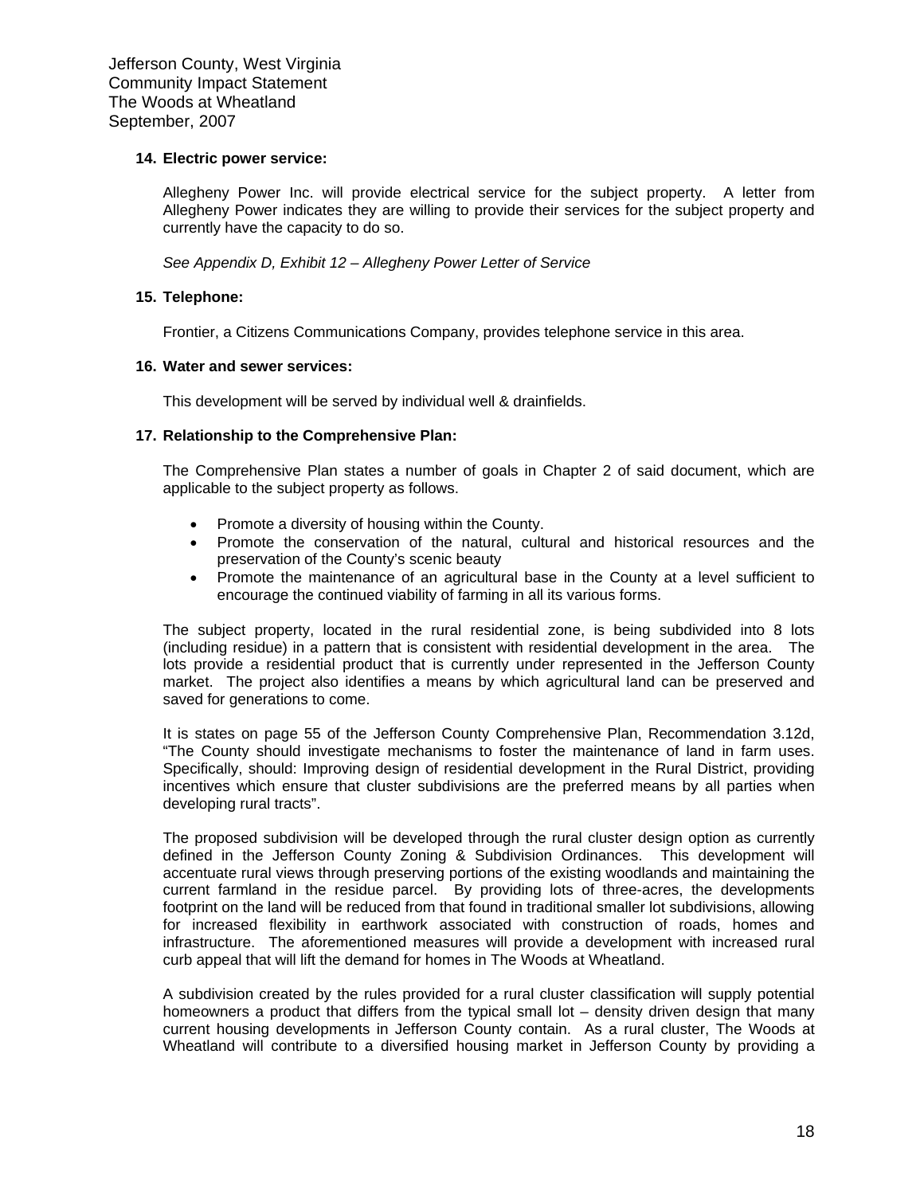**14. Electric power service:**

Allegheny Power Inc. will provide electrical service for the subject property. A letter from Allegheny Power indicates they are willing to provide their services for the subject property and currently have the capacity to do so.

*See Appendix D, Exhibit 12 – Allegheny Power Letter of Service*

**15. Telephone:**

Frontier, a Citizens Communications Company, provides telephone service in this area.

**16. Water and sewer services:**

This development will be served by individual well & drainfields.

**17. Relationship to the Comprehensive Plan:**

The Comprehensive Plan states a number of goals in Chapter 2 of said document, which are applicable to the subject property as follows.

- Promote a diversity of housing within the County.
- Promote the conservation of the natural, cultural and historical resources and the preservation of the County's scenic beauty
- Promote the maintenance of an agricultural base in the County at a level sufficient to encourage the continued viability of farming in all its various forms.

The subject property, located in the rural residential zone, is being subdivided into 8 lots (including residue) in a pattern that is consistent with residential development in the area. The lots provide a residential product that is currently under represented in the Jefferson County market. The project also identifies a means by which agricultural land can be preserved and saved for generations to come.

It is states on page 55 of the Jefferson County Comprehensive Plan, Recommendation 3.12d, "The County should investigate mechanisms to foster the maintenance of land in farm uses. Specifically, should: Improving design of residential development in the Rural District, providing incentives which ensure that cluster subdivisions are the preferred means by all parties when developing rural tracts".

The proposed subdivision will be developed through the rural cluster design option as currently defined in the Jefferson County Zoning & Subdivision Ordinances. This development will accentuate rural views through preserving portions of the existing woodlands and maintaining the current farmland in the residue parcel. By providing lots of three-acres, the developments footprint on the land will be reduced from that found in traditional smaller lot subdivisions, allowing for increased flexibility in earthwork associated with construction of roads, homes and infrastructure. The aforementioned measures will provide a development with increased rural curb appeal that will lift the demand for homes in The Woods at Wheatland.

A subdivision created by the rules provided for a rural cluster classification will supply potential homeowners a product that differs from the typical small lot – density driven design that many current housing developments in Jefferson County contain. As a rural cluster, The Woods at Wheatland will contribute to a diversified housing market in Jefferson County by providing a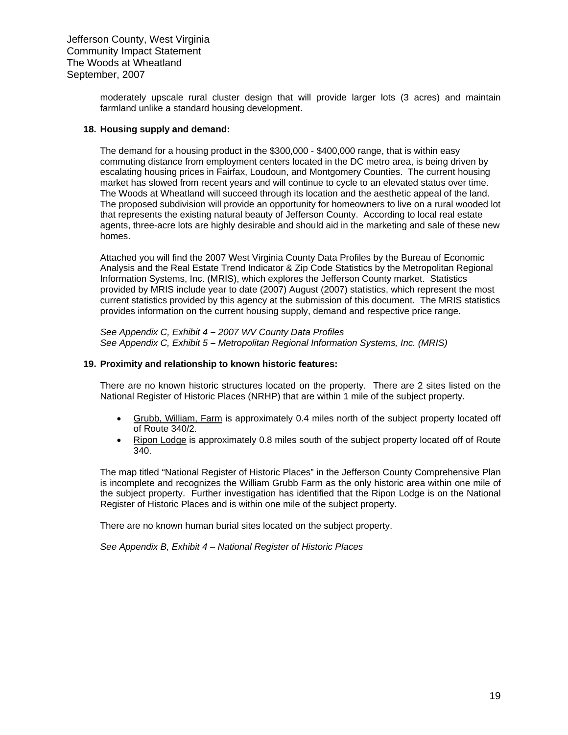moderately upscale rural cluster design that will provide larger lots (3 acres) and maintain farmland unlike a standard housing development.

**18. Housing supply and demand:**

The demand for a housing product in the $300,000 - $400,000 range, that is within easy commuting distance from employment centers located in the DC metro area, is being driven by escalating housing prices in Fairfax, Loudoun, and Montgomery Counties. The current housing market has slowed from recent years and will continue to cycle to an elevated status over time. The Woods at Wheatland will succeed through its location and the aesthetic appeal of the land. The proposed subdivision will provide an opportunity for homeowners to live on a rural wooded lot that represents the existing natural beauty of Jefferson County. According to local real estate agents, three-acre lots are highly desirable and should aid in the marketing and sale of these new homes.

Attached you will find the 2007 West Virginia County Data Profiles by the Bureau of Economic Analysis and the Real Estate Trend Indicator & Zip Code Statistics by the Metropolitan Regional Information Systems, Inc. (MRIS), which explores the Jefferson County market. Statistics provided by MRIS include year to date (2007) August (2007) statistics, which represent the most current statistics provided by this agency at the submission of this document. The MRIS statistics provides information on the current housing supply, demand and respective price range.

*See Appendix C, Exhibit 4 – 2007 WV County Data Profiles*
*See Appendix C, Exhibit 5 – Metropolitan Regional Information Systems, Inc. (MRIS)*

**19. Proximity and relationship to known historic features:**

There are no known historic structures located on the property. There are 2 sites listed on the National Register of Historic Places (NRHP) that are within 1 mile of the subject property.

- Grubb, William, Farm is approximately 0.4 miles north of the subject property located off of Route 340/2.
- Ripon Lodge is approximately 0.8 miles south of the subject property located off of Route 340.

The map titled "National Register of Historic Places" in the Jefferson County Comprehensive Plan is incomplete and recognizes the William Grubb Farm as the only historic area within one mile of the subject property. Further investigation has identified that the Ripon Lodge is on the National Register of Historic Places and is within one mile of the subject property.

There are no known human burial sites located on the subject property.

*See Appendix B, Exhibit 4 – National Register of Historic Places*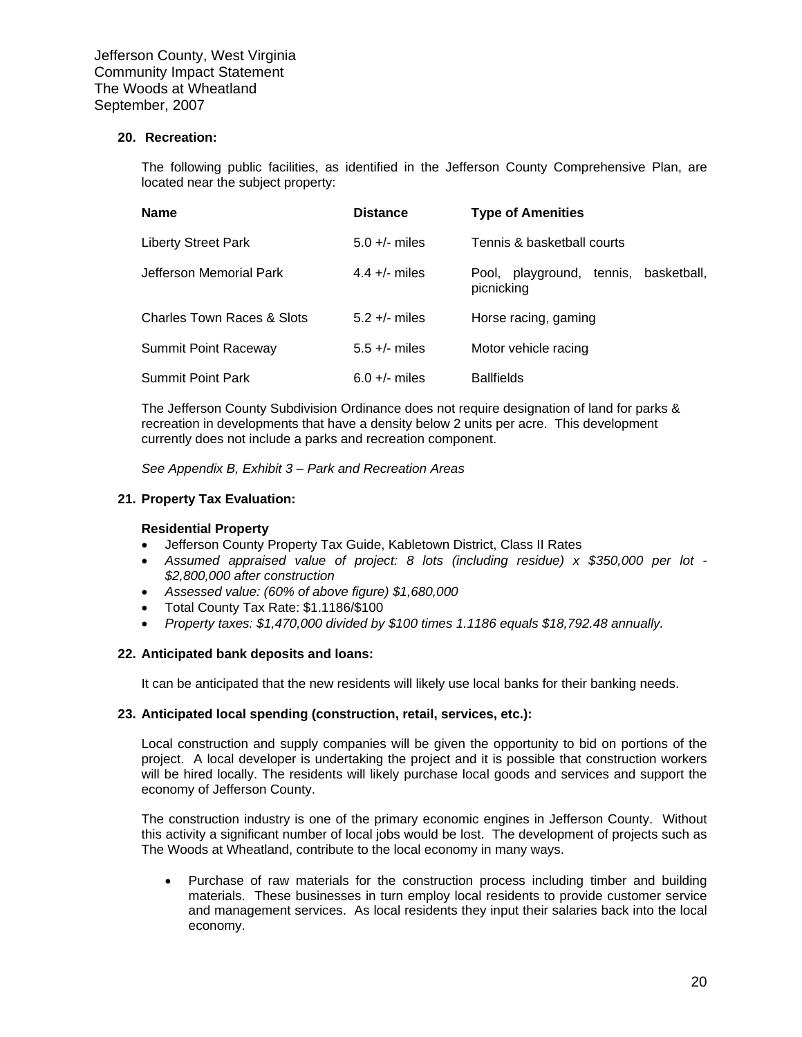Jefferson County, West Virginia
Community Impact Statement
The Woods at Wheatland
September, 2007

### 20. Recreation:

The following public facilities, as identified in the Jefferson County Comprehensive Plan, are located near the subject property:

| Name | Distance | Type of Amenities |
|---|---|---|
| Liberty Street Park | 5.0 +/- miles | Tennis & basketball courts |
| Jefferson Memorial Park | 4.4 +/- miles | Pool, playground, tennis, basketball, picnicking |
| Charles Town Races & Slots | 5.2 +/- miles | Horse racing, gaming |
| Summit Point Raceway | 5.5 +/- miles | Motor vehicle racing |
| Summit Point Park | 6.0 +/- miles | Ballfields |

The Jefferson County Subdivision Ordinance does not require designation of land for parks & recreation in developments that have a density below 2 units per acre. This development currently does not include a parks and recreation component.

*See Appendix B, Exhibit 3 – Park and Recreation Areas*

### 21. Property Tax Evaluation:

**Residential Property**

- Jefferson County Property Tax Guide, Kabletown District, Class II Rates
- *Assumed appraised value of project: 8 lots (including residue) x $350,000 per lot - $2,800,000 after construction*
- *Assessed value: (60% of above figure) $1,680,000*
- Total County Tax Rate: $1.1186/$100
- *Property taxes: $1,470,000 divided by $100 times 1.1186 equals $18,792.48 annually.*

### 22. Anticipated bank deposits and loans:

It can be anticipated that the new residents will likely use local banks for their banking needs.

### 23. Anticipated local spending (construction, retail, services, etc.):

Local construction and supply companies will be given the opportunity to bid on portions of the project. A local developer is undertaking the project and it is possible that construction workers will be hired locally. The residents will likely purchase local goods and services and support the economy of Jefferson County.

The construction industry is one of the primary economic engines in Jefferson County. Without this activity a significant number of local jobs would be lost. The development of projects such as The Woods at Wheatland, contribute to the local economy in many ways.

- Purchase of raw materials for the construction process including timber and building materials. These businesses in turn employ local residents to provide customer service and management services. As local residents they input their salaries back into the local economy.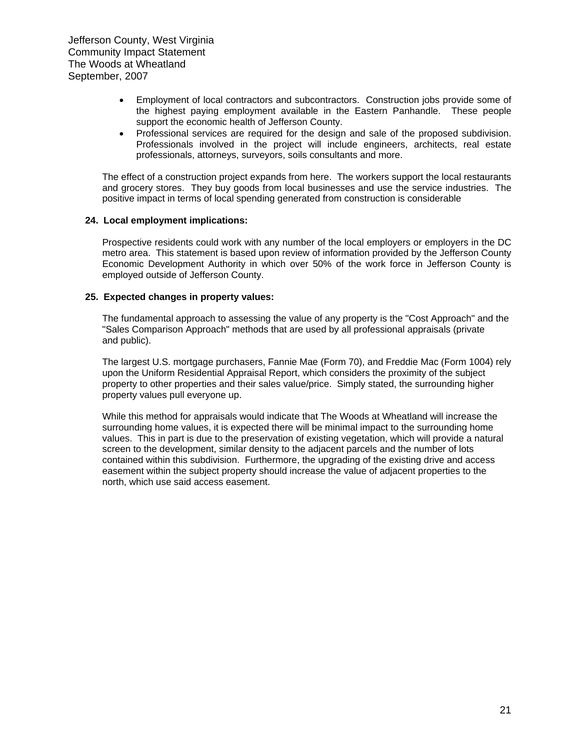- Employment of local contractors and subcontractors. Construction jobs provide some of the highest paying employment available in the Eastern Panhandle. These people support the economic health of Jefferson County.
- Professional services are required for the design and sale of the proposed subdivision. Professionals involved in the project will include engineers, architects, real estate professionals, attorneys, surveyors, soils consultants and more.

The effect of a construction project expands from here. The workers support the local restaurants and grocery stores. They buy goods from local businesses and use the service industries. The positive impact in terms of local spending generated from construction is considerable

**24. Local employment implications:**

Prospective residents could work with any number of the local employers or employers in the DC metro area. This statement is based upon review of information provided by the Jefferson County Economic Development Authority in which over 50% of the work force in Jefferson County is employed outside of Jefferson County.

**25. Expected changes in property values:**

The fundamental approach to assessing the value of any property is the "Cost Approach" and the "Sales Comparison Approach" methods that are used by all professional appraisals (private and public).

The largest U.S. mortgage purchasers, Fannie Mae (Form 70), and Freddie Mac (Form 1004) rely upon the Uniform Residential Appraisal Report, which considers the proximity of the subject property to other properties and their sales value/price. Simply stated, the surrounding higher property values pull everyone up.

While this method for appraisals would indicate that The Woods at Wheatland will increase the surrounding home values, it is expected there will be minimal impact to the surrounding home values. This in part is due to the preservation of existing vegetation, which will provide a natural screen to the development, similar density to the adjacent parcels and the number of lots contained within this subdivision. Furthermore, the upgrading of the existing drive and access easement within the subject property should increase the value of adjacent properties to the north, which use said access easement.